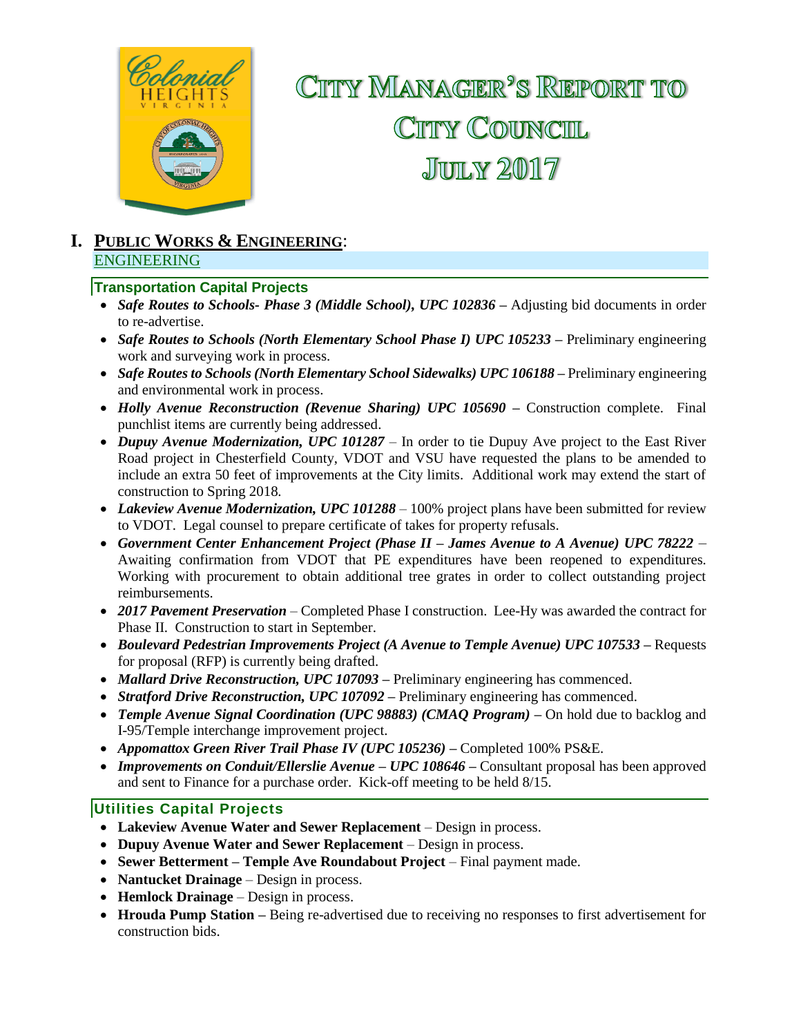# City Manager's Report to City Council July 2017

## I. PUBLIC WORKS & ENGINEERING:

### ENGINEERING

#### Transportation Capital Projects

- ***Safe Routes to Schools- Phase 3 (Middle School), UPC 102836*** **–** Adjusting bid documents in order to re-advertise.
- ***Safe Routes to Schools (North Elementary School Phase I) UPC 105233*** **–** Preliminary engineering work and surveying work in process.
- ***Safe Routes to Schools (North Elementary School Sidewalks) UPC 106188*** **–** Preliminary engineering and environmental work in process.
- ***Holly Avenue Reconstruction (Revenue Sharing) UPC 105690*** **–** Construction complete. Final punchlist items are currently being addressed.
- ***Dupuy Avenue Modernization, UPC 101287*** – In order to tie Dupuy Ave project to the East River Road project in Chesterfield County, VDOT and VSU have requested the plans to be amended to include an extra 50 feet of improvements at the City limits. Additional work may extend the start of construction to Spring 2018.
- ***Lakeview Avenue Modernization, UPC 101288*** – 100% project plans have been submitted for review to VDOT. Legal counsel to prepare certificate of takes for property refusals.
- ***Government Center Enhancement Project (Phase II – James Avenue to A Avenue) UPC 78222*** – Awaiting confirmation from VDOT that PE expenditures have been reopened to expenditures. Working with procurement to obtain additional tree grates in order to collect outstanding project reimbursements.
- ***2017 Pavement Preservation*** – Completed Phase I construction. Lee-Hy was awarded the contract for Phase II. Construction to start in September.
- ***Boulevard Pedestrian Improvements Project (A Avenue to Temple Avenue) UPC 107533*** **–** Requests for proposal (RFP) is currently being drafted.
- ***Mallard Drive Reconstruction, UPC 107093*** **–** Preliminary engineering has commenced.
- ***Stratford Drive Reconstruction, UPC 107092*** **–** Preliminary engineering has commenced.
- ***Temple Avenue Signal Coordination (UPC 98883) (CMAQ Program)*** **–** On hold due to backlog and I-95/Temple interchange improvement project.
- ***Appomattox Green River Trail Phase IV (UPC 105236)*** **–** Completed 100% PS&E.
- ***Improvements on Conduit/Ellerslie Avenue – UPC 108646*** **–** Consultant proposal has been approved and sent to Finance for a purchase order. Kick-off meeting to be held 8/15.

#### Utilities Capital Projects

- **Lakeview Avenue Water and Sewer Replacement** – Design in process.
- **Dupuy Avenue Water and Sewer Replacement** – Design in process.
- **Sewer Betterment – Temple Ave Roundabout Project** – Final payment made.
- **Nantucket Drainage** – Design in process.
- **Hemlock Drainage** – Design in process.
- **Hrouda Pump Station –** Being re-advertised due to receiving no responses to first advertisement for construction bids.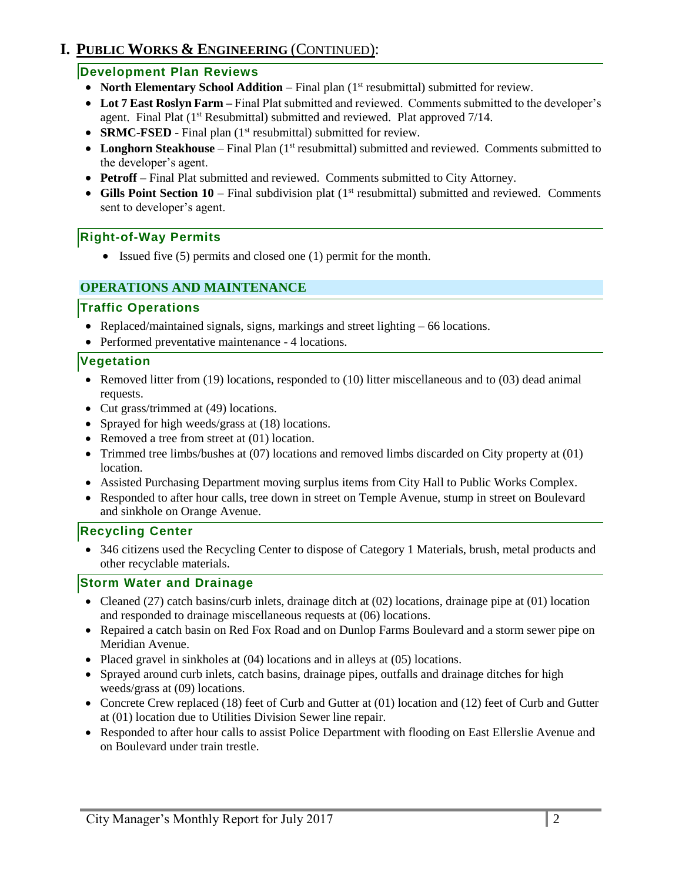# I. PUBLIC WORKS & ENGINEERING (CONTINUED):

### Development Plan Reviews

- **North Elementary School Addition** – Final plan (1st resubmittal) submitted for review.
- **Lot 7 East Roslyn Farm –** Final Plat submitted and reviewed. Comments submitted to the developer's agent. Final Plat (1st Resubmittal) submitted and reviewed. Plat approved 7/14.
- **SRMC-FSED** - Final plan (1st resubmittal) submitted for review.
- **Longhorn Steakhouse** – Final Plan (1st resubmittal) submitted and reviewed. Comments submitted to the developer's agent.
- **Petroff –** Final Plat submitted and reviewed. Comments submitted to City Attorney.
- **Gills Point Section 10** – Final subdivision plat (1st resubmittal) submitted and reviewed. Comments sent to developer's agent.

### Right-of-Way Permits

- Issued five (5) permits and closed one (1) permit for the month.

## OPERATIONS AND MAINTENANCE

### Traffic Operations

- Replaced/maintained signals, signs, markings and street lighting – 66 locations.
- Performed preventative maintenance - 4 locations.

### Vegetation

- Removed litter from (19) locations, responded to (10) litter miscellaneous and to (03) dead animal requests.
- Cut grass/trimmed at (49) locations.
- Sprayed for high weeds/grass at (18) locations.
- Removed a tree from street at (01) location.
- Trimmed tree limbs/bushes at (07) locations and removed limbs discarded on City property at (01) location.
- Assisted Purchasing Department moving surplus items from City Hall to Public Works Complex.
- Responded to after hour calls, tree down in street on Temple Avenue, stump in street on Boulevard and sinkhole on Orange Avenue.

### Recycling Center

- 346 citizens used the Recycling Center to dispose of Category 1 Materials, brush, metal products and other recyclable materials.

### Storm Water and Drainage

- Cleaned (27) catch basins/curb inlets, drainage ditch at (02) locations, drainage pipe at (01) location and responded to drainage miscellaneous requests at (06) locations.
- Repaired a catch basin on Red Fox Road and on Dunlop Farms Boulevard and a storm sewer pipe on Meridian Avenue.
- Placed gravel in sinkholes at (04) locations and in alleys at (05) locations.
- Sprayed around curb inlets, catch basins, drainage pipes, outfalls and drainage ditches for high weeds/grass at (09) locations.
- Concrete Crew replaced (18) feet of Curb and Gutter at (01) location and (12) feet of Curb and Gutter at (01) location due to Utilities Division Sewer line repair.
- Responded to after hour calls to assist Police Department with flooding on East Ellerslie Avenue and on Boulevard under train trestle.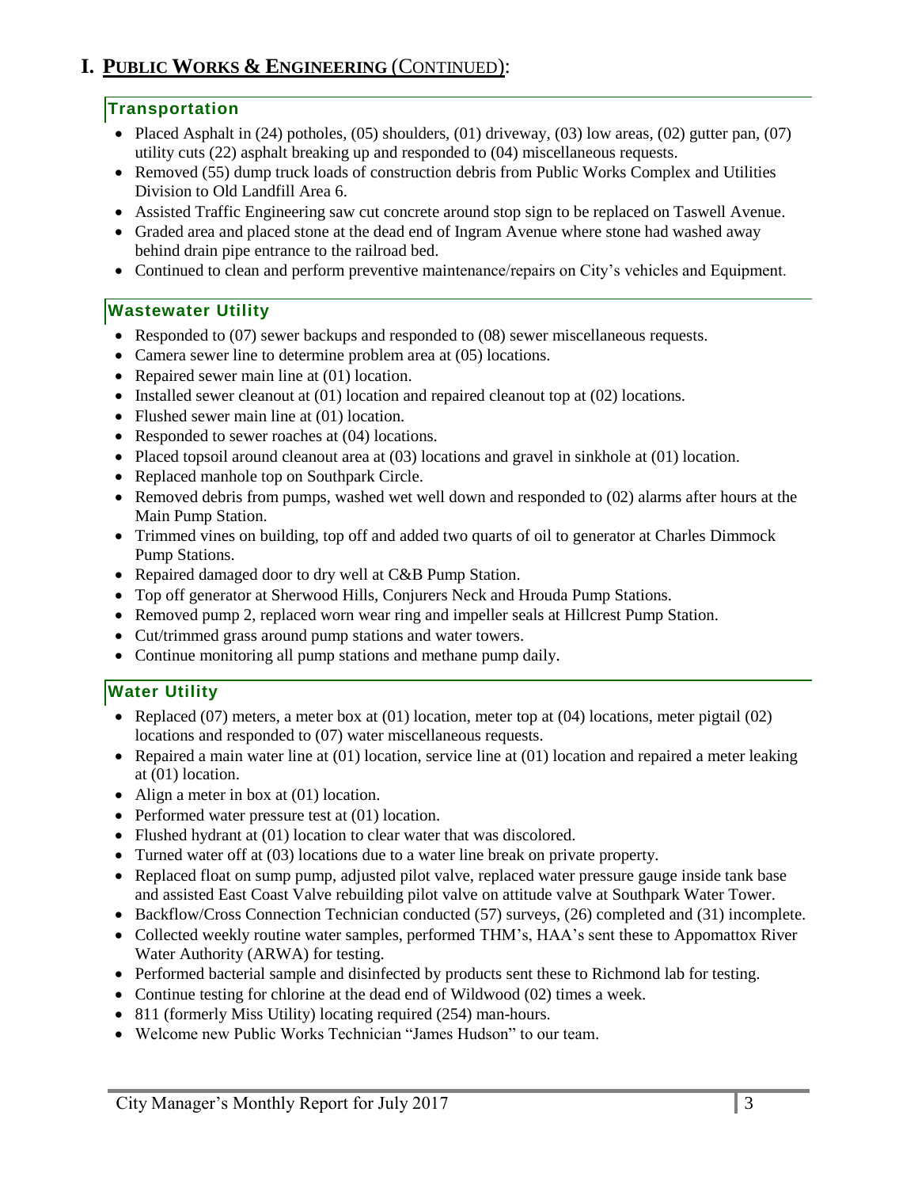# I. PUBLIC WORKS & ENGINEERING (CONTINUED):

## Transportation

- Placed Asphalt in (24) potholes, (05) shoulders, (01) driveway, (03) low areas, (02) gutter pan, (07) utility cuts (22) asphalt breaking up and responded to (04) miscellaneous requests.
- Removed (55) dump truck loads of construction debris from Public Works Complex and Utilities Division to Old Landfill Area 6.
- Assisted Traffic Engineering saw cut concrete around stop sign to be replaced on Taswell Avenue.
- Graded area and placed stone at the dead end of Ingram Avenue where stone had washed away behind drain pipe entrance to the railroad bed.
- Continued to clean and perform preventive maintenance/repairs on City's vehicles and Equipment.

## Wastewater Utility

- Responded to (07) sewer backups and responded to (08) sewer miscellaneous requests.
- Camera sewer line to determine problem area at (05) locations.
- Repaired sewer main line at (01) location.
- Installed sewer cleanout at (01) location and repaired cleanout top at (02) locations.
- Flushed sewer main line at (01) location.
- Responded to sewer roaches at (04) locations.
- Placed topsoil around cleanout area at (03) locations and gravel in sinkhole at (01) location.
- Replaced manhole top on Southpark Circle.
- Removed debris from pumps, washed wet well down and responded to (02) alarms after hours at the Main Pump Station.
- Trimmed vines on building, top off and added two quarts of oil to generator at Charles Dimmock Pump Stations.
- Repaired damaged door to dry well at C&B Pump Station.
- Top off generator at Sherwood Hills, Conjurers Neck and Hrouda Pump Stations.
- Removed pump 2, replaced worn wear ring and impeller seals at Hillcrest Pump Station.
- Cut/trimmed grass around pump stations and water towers.
- Continue monitoring all pump stations and methane pump daily.

## Water Utility

- Replaced (07) meters, a meter box at (01) location, meter top at (04) locations, meter pigtail (02) locations and responded to (07) water miscellaneous requests.
- Repaired a main water line at (01) location, service line at (01) location and repaired a meter leaking at (01) location.
- Align a meter in box at (01) location.
- Performed water pressure test at (01) location.
- Flushed hydrant at (01) location to clear water that was discolored.
- Turned water off at (03) locations due to a water line break on private property.
- Replaced float on sump pump, adjusted pilot valve, replaced water pressure gauge inside tank base and assisted East Coast Valve rebuilding pilot valve on attitude valve at Southpark Water Tower.
- Backflow/Cross Connection Technician conducted (57) surveys, (26) completed and (31) incomplete.
- Collected weekly routine water samples, performed THM's, HAA's sent these to Appomattox River Water Authority (ARWA) for testing.
- Performed bacterial sample and disinfected by products sent these to Richmond lab for testing.
- Continue testing for chlorine at the dead end of Wildwood (02) times a week.
- 811 (formerly Miss Utility) locating required (254) man-hours.
- Welcome new Public Works Technician "James Hudson" to our team.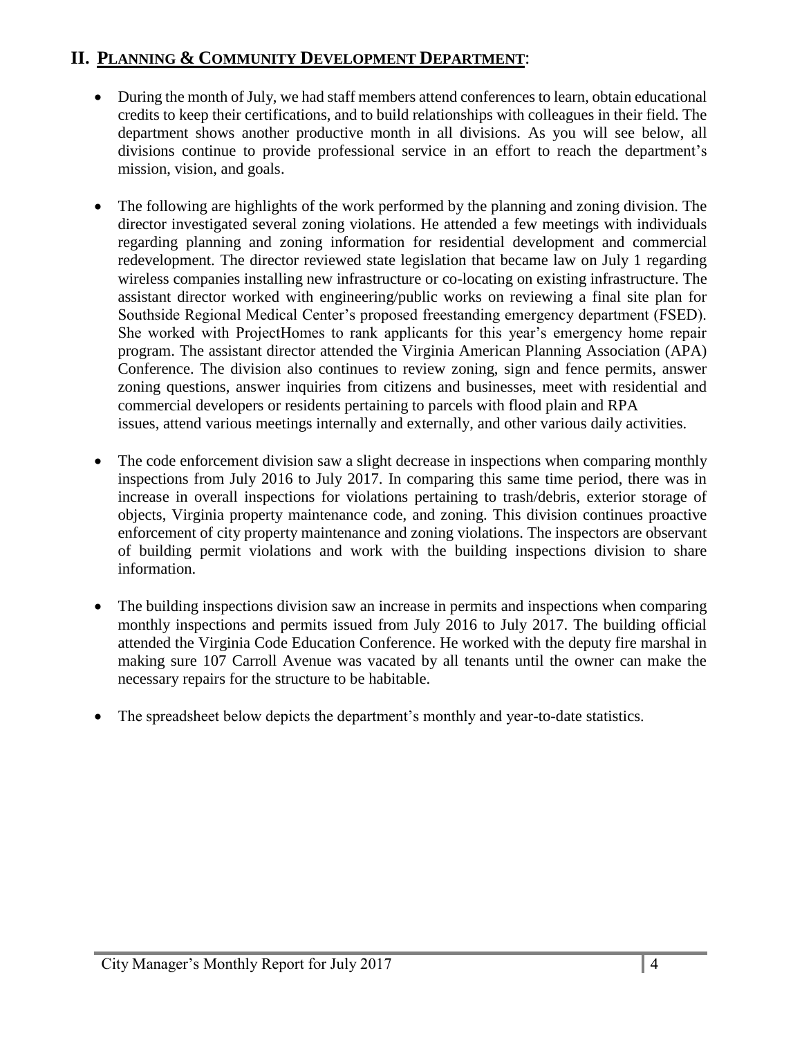## II. PLANNING & COMMUNITY DEVELOPMENT DEPARTMENT:

- During the month of July, we had staff members attend conferences to learn, obtain educational credits to keep their certifications, and to build relationships with colleagues in their field. The department shows another productive month in all divisions. As you will see below, all divisions continue to provide professional service in an effort to reach the department's mission, vision, and goals.

- The following are highlights of the work performed by the planning and zoning division. The director investigated several zoning violations. He attended a few meetings with individuals regarding planning and zoning information for residential development and commercial redevelopment. The director reviewed state legislation that became law on July 1 regarding wireless companies installing new infrastructure or co-locating on existing infrastructure. The assistant director worked with engineering/public works on reviewing a final site plan for Southside Regional Medical Center's proposed freestanding emergency department (FSED). She worked with ProjectHomes to rank applicants for this year's emergency home repair program. The assistant director attended the Virginia American Planning Association (APA) Conference. The division also continues to review zoning, sign and fence permits, answer zoning questions, answer inquiries from citizens and businesses, meet with residential and commercial developers or residents pertaining to parcels with flood plain and RPA issues, attend various meetings internally and externally, and other various daily activities.

- The code enforcement division saw a slight decrease in inspections when comparing monthly inspections from July 2016 to July 2017. In comparing this same time period, there was in increase in overall inspections for violations pertaining to trash/debris, exterior storage of objects, Virginia property maintenance code, and zoning. This division continues proactive enforcement of city property maintenance and zoning violations. The inspectors are observant of building permit violations and work with the building inspections division to share information.

- The building inspections division saw an increase in permits and inspections when comparing monthly inspections and permits issued from July 2016 to July 2017. The building official attended the Virginia Code Education Conference. He worked with the deputy fire marshal in making sure 107 Carroll Avenue was vacated by all tenants until the owner can make the necessary repairs for the structure to be habitable.

- The spreadsheet below depicts the department's monthly and year-to-date statistics.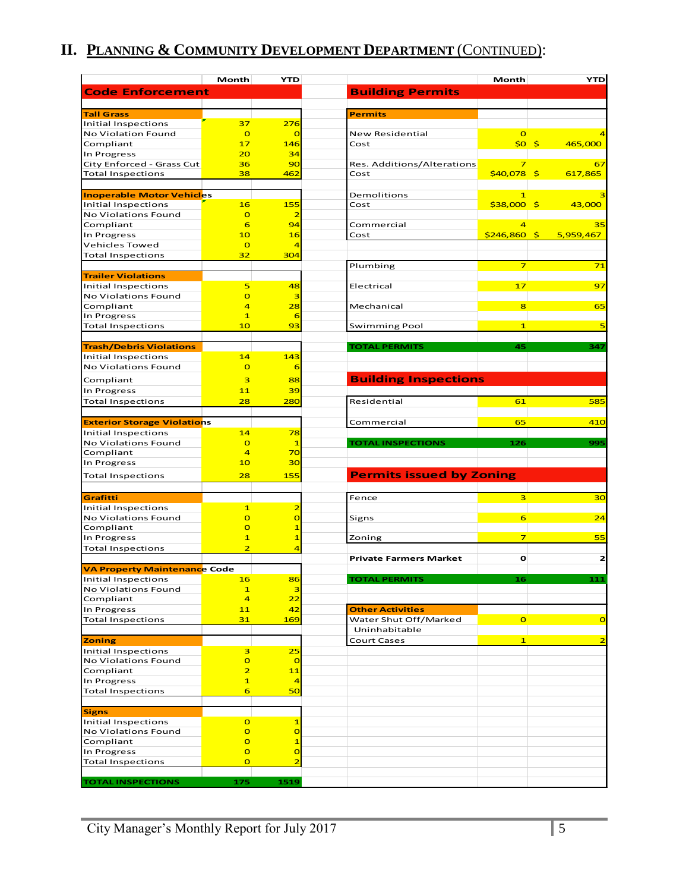## II. Planning & Community Development Department (Continued):

| Code Enforcement | Month | YTD |
|---|---|---|
| **Tall Grass** | | |
| Initial Inspections | 37 | 276 |
| No Violation Found | 0 | 0 |
| Compliant | 17 | 146 |
| In Progress | 20 | 34 |
| City Enforced - Grass Cut | 36 | 90 |
| Total Inspections | 38 | 462 |
| **Inoperable Motor Vehicles** | | |
| Initial Inspections | 16 | 155 |
| No Violations Found | 0 | 2 |
| Compliant | 6 | 94 |
| In Progress | 10 | 16 |
| Vehicles Towed | 0 | 4 |
| Total Inspections | 32 | 304 |
| **Trailer Violations** | | |
| Initial Inspections | 5 | 48 |
| No Violations Found | 0 | 3 |
| Compliant | 4 | 28 |
| In Progress | 1 | 6 |
| Total Inspections | 10 | 93 |
| **Trash/Debris Violations** | | |
| Initial Inspections | 14 | 143 |
| No Violations Found | 0 | 6 |
| Compliant | 3 | 88 |
| In Progress | 11 | 39 |
| Total Inspections | 28 | 280 |
| **Exterior Storage Violations** | | |
| Initial Inspections | 14 | 78 |
| No Violations Found | 0 | 1 |
| Compliant | 4 | 70 |
| In Progress | 10 | 30 |
| Total Inspections | 28 | 155 |
| **Grafitti** | | |
| Initial Inspections | 1 | 2 |
| No Violations Found | 0 | 0 |
| Compliant | 0 | 1 |
| In Progress | 1 | 1 |
| Total Inspections | 2 | 4 |
| **VA Property Maintenance Code** | | |
| Initial Inspections | 16 | 86 |
| No Violations Found | 1 | 3 |
| Compliant | 4 | 22 |
| In Progress | 11 | 42 |
| Total Inspections | 31 | 169 |
| **Zoning** | | |
| Initial Inspections | 3 | 25 |
| No Violations Found | 0 | 0 |
| Compliant | 2 | 11 |
| In Progress | 1 | 4 |
| Total Inspections | 6 | 50 |
| **Signs** | | |
| Initial Inspections | 0 | 1 |
| No Violations Found | 0 | 0 |
| Compliant | 0 | 1 |
| In Progress | 0 | 0 |
| Total Inspections | 0 | 2 |
| **TOTAL INSPECTIONS** | **175** | **1519** |

| Building Permits | Month | YTD |
|---|---|---|
| **Permits** | | |
| New Residential | 0 | 4 |
| Cost | $0 | $ 465,000 |
| Res. Additions/Alterations | 7 | 67 |
| Cost | $40,078 | $ 617,865 |
| Demolitions | 1 | 3 |
| Cost | $38,000 | $ 43,000 |
| Commercial | 4 | 35 |
| Cost | $246,860 | $ 5,959,467 |
| Plumbing | 7 | 71 |
| Electrical | 17 | 97 |
| Mechanical | 8 | 65 |
| Swimming Pool | 1 | 5 |
| **TOTAL PERMITS** | **45** | **347** |

| Building Inspections | Month | YTD |
|---|---|---|
| Residential | 61 | 585 |
| Commercial | 65 | 410 |
| **TOTAL INSPECTIONS** | **126** | **995** |

| Permits issued by Zoning | Month | YTD |
|---|---|---|
| Fence | 3 | 30 |
| Signs | 6 | 24 |
| Zoning | 7 | 55 |
| **Private Farmers Market** | 0 | 2 |
| **TOTAL PERMITS** | **16** | **111** |

| Other Activities | Month | YTD |
|---|---|---|
| Water Shut Off/Marked Uninhabitable | 0 | 0 |
| Court Cases | 1 | 2 |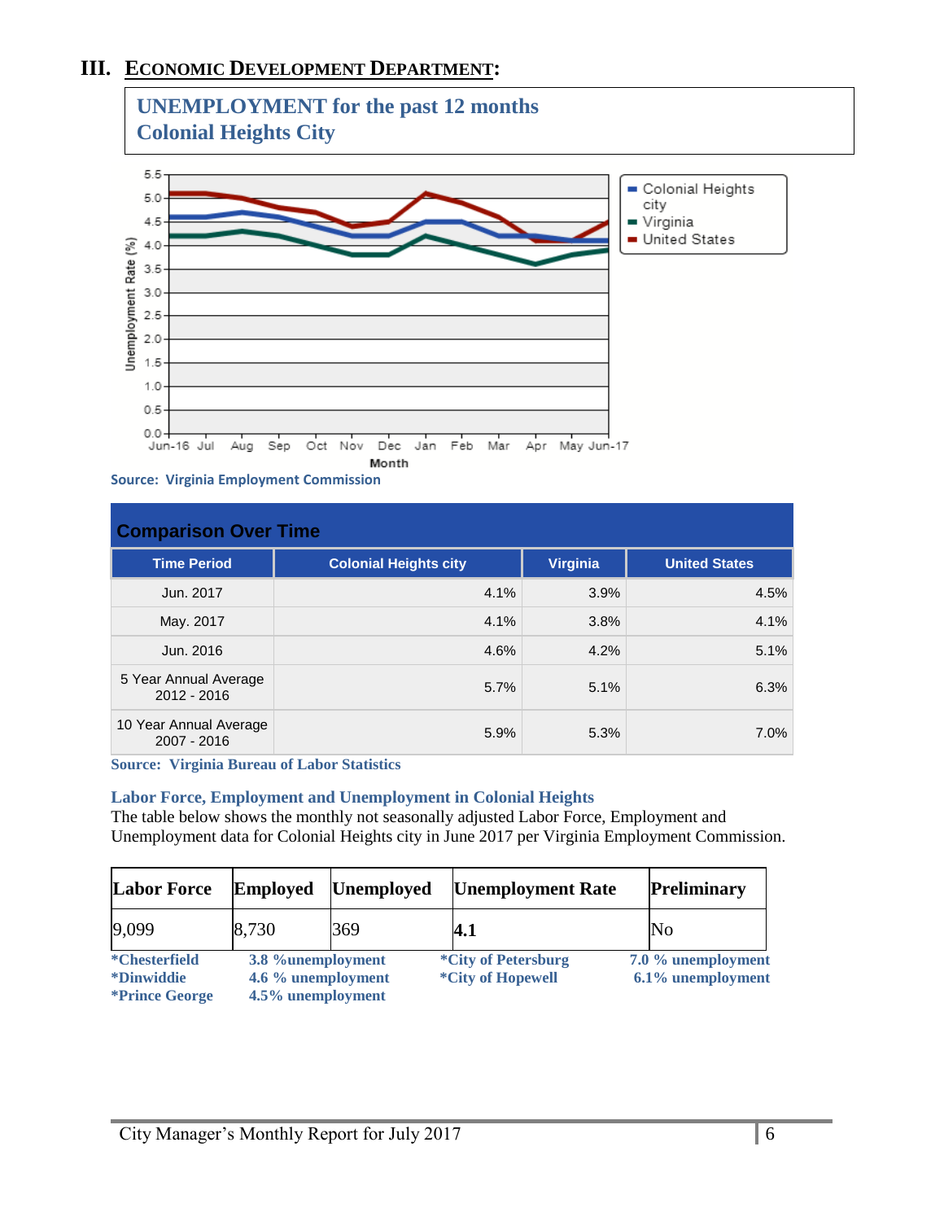# III. Economic Development Department:

**UNEMPLOYMENT for the past 12 months**
**Colonial Heights City**

Source: Virginia Employment Commission

| Comparison Over Time | | | |
|---|---|---|---|
| **Time Period** | **Colonial Heights city** | **Virginia** | **United States** |
| Jun. 2017 | 4.1% | 3.9% | 4.5% |
| May. 2017 | 4.1% | 3.8% | 4.1% |
| Jun. 2016 | 4.6% | 4.2% | 5.1% |
| 5 Year Annual Average 2012 - 2016 | 5.7% | 5.1% | 6.3% |
| 10 Year Annual Average 2007 - 2016 | 5.9% | 5.3% | 7.0% |

**Source: Virginia Bureau of Labor Statistics**

**Labor Force, Employment and Unemployment in Colonial Heights**

The table below shows the monthly not seasonally adjusted Labor Force, Employment and Unemployment data for Colonial Heights city in June 2017 per Virginia Employment Commission.

| Labor Force | Employed | Unemployed | Unemployment Rate | Preliminary |
|---|---|---|---|---|
| 9,099 | 8,730 | 369 | **4.1** | No |

**\*Chesterfield** 3.8 %unemployment
**\*Dinwiddie** 4.6 % unemployment
**\*Prince George** 4.5% unemployment
**\*City of Petersburg** 7.0 % unemployment
**\*City of Hopewell** 6.1% unemployment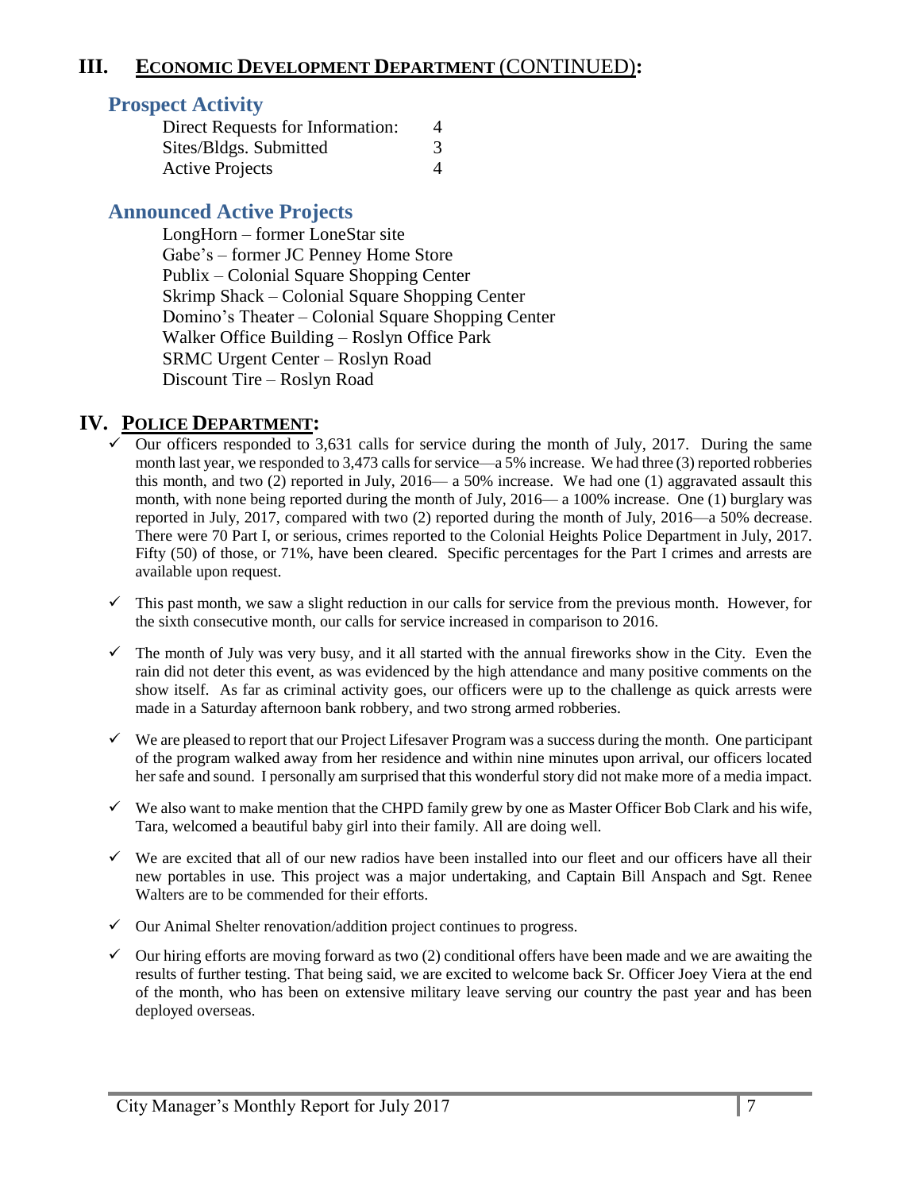## III. ECONOMIC DEVELOPMENT DEPARTMENT (CONTINUED):

### Prospect Activity

| | |
|---|---|
| Direct Requests for Information: | 4 |
| Sites/Bldgs. Submitted | 3 |
| Active Projects | 4 |

### Announced Active Projects

LongHorn – former LoneStar site
Gabe's – former JC Penney Home Store
Publix – Colonial Square Shopping Center
Skrimp Shack – Colonial Square Shopping Center
Domino's Theater – Colonial Square Shopping Center
Walker Office Building – Roslyn Office Park
SRMC Urgent Center – Roslyn Road
Discount Tire – Roslyn Road

## IV. POLICE DEPARTMENT:

- ✓ Our officers responded to 3,631 calls for service during the month of July, 2017. During the same month last year, we responded to 3,473 calls for service—a 5% increase. We had three (3) reported robberies this month, and two (2) reported in July, 2016— a 50% increase. We had one (1) aggravated assault this month, with none being reported during the month of July, 2016— a 100% increase. One (1) burglary was reported in July, 2017, compared with two (2) reported during the month of July, 2016—a 50% decrease. There were 70 Part I, or serious, crimes reported to the Colonial Heights Police Department in July, 2017. Fifty (50) of those, or 71%, have been cleared. Specific percentages for the Part I crimes and arrests are available upon request.

- ✓ This past month, we saw a slight reduction in our calls for service from the previous month. However, for the sixth consecutive month, our calls for service increased in comparison to 2016.

- ✓ The month of July was very busy, and it all started with the annual fireworks show in the City. Even the rain did not deter this event, as was evidenced by the high attendance and many positive comments on the show itself. As far as criminal activity goes, our officers were up to the challenge as quick arrests were made in a Saturday afternoon bank robbery, and two strong armed robberies.

- ✓ We are pleased to report that our Project Lifesaver Program was a success during the month. One participant of the program walked away from her residence and within nine minutes upon arrival, our officers located her safe and sound. I personally am surprised that this wonderful story did not make more of a media impact.

- ✓ We also want to make mention that the CHPD family grew by one as Master Officer Bob Clark and his wife, Tara, welcomed a beautiful baby girl into their family. All are doing well.

- ✓ We are excited that all of our new radios have been installed into our fleet and our officers have all their new portables in use. This project was a major undertaking, and Captain Bill Anspach and Sgt. Renee Walters are to be commended for their efforts.

- ✓ Our Animal Shelter renovation/addition project continues to progress.

- ✓ Our hiring efforts are moving forward as two (2) conditional offers have been made and we are awaiting the results of further testing. That being said, we are excited to welcome back Sr. Officer Joey Viera at the end of the month, who has been on extensive military leave serving our country the past year and has been deployed overseas.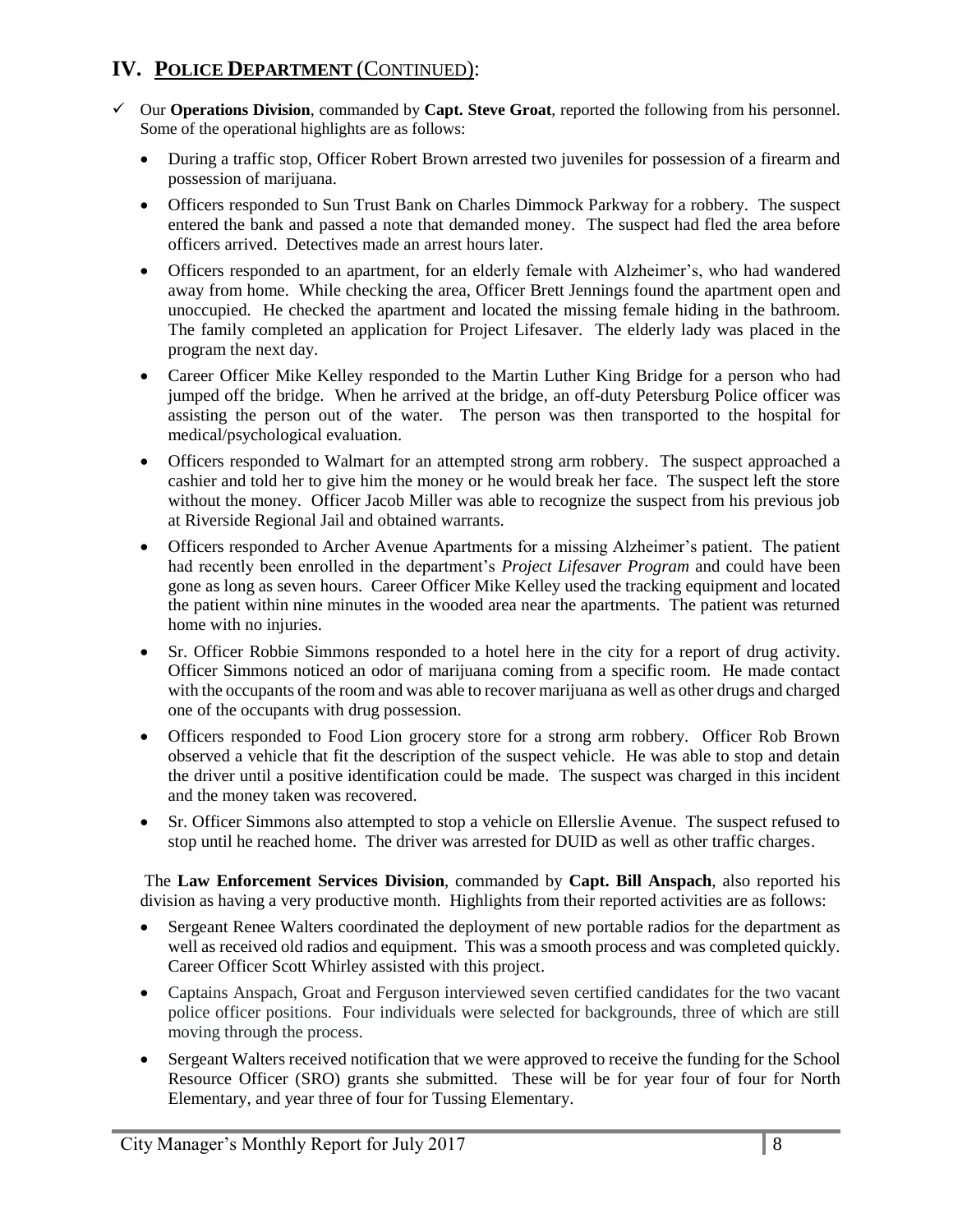## IV. POLICE DEPARTMENT (CONTINUED):

- ✓ Our **Operations Division**, commanded by **Capt. Steve Groat**, reported the following from his personnel. Some of the operational highlights are as follows:
  - During a traffic stop, Officer Robert Brown arrested two juveniles for possession of a firearm and possession of marijuana.
  - Officers responded to Sun Trust Bank on Charles Dimmock Parkway for a robbery. The suspect entered the bank and passed a note that demanded money. The suspect had fled the area before officers arrived. Detectives made an arrest hours later.
  - Officers responded to an apartment, for an elderly female with Alzheimer's, who had wandered away from home. While checking the area, Officer Brett Jennings found the apartment open and unoccupied. He checked the apartment and located the missing female hiding in the bathroom. The family completed an application for Project Lifesaver. The elderly lady was placed in the program the next day.
  - Career Officer Mike Kelley responded to the Martin Luther King Bridge for a person who had jumped off the bridge. When he arrived at the bridge, an off-duty Petersburg Police officer was assisting the person out of the water. The person was then transported to the hospital for medical/psychological evaluation.
  - Officers responded to Walmart for an attempted strong arm robbery. The suspect approached a cashier and told her to give him the money or he would break her face. The suspect left the store without the money. Officer Jacob Miller was able to recognize the suspect from his previous job at Riverside Regional Jail and obtained warrants.
  - Officers responded to Archer Avenue Apartments for a missing Alzheimer's patient. The patient had recently been enrolled in the department's *Project Lifesaver Program* and could have been gone as long as seven hours. Career Officer Mike Kelley used the tracking equipment and located the patient within nine minutes in the wooded area near the apartments. The patient was returned home with no injuries.
  - Sr. Officer Robbie Simmons responded to a hotel here in the city for a report of drug activity. Officer Simmons noticed an odor of marijuana coming from a specific room. He made contact with the occupants of the room and was able to recover marijuana as well as other drugs and charged one of the occupants with drug possession.
  - Officers responded to Food Lion grocery store for a strong arm robbery. Officer Rob Brown observed a vehicle that fit the description of the suspect vehicle. He was able to stop and detain the driver until a positive identification could be made. The suspect was charged in this incident and the money taken was recovered.
  - Sr. Officer Simmons also attempted to stop a vehicle on Ellerslie Avenue. The suspect refused to stop until he reached home. The driver was arrested for DUID as well as other traffic charges.

The **Law Enforcement Services Division**, commanded by **Capt. Bill Anspach**, also reported his division as having a very productive month. Highlights from their reported activities are as follows:

- Sergeant Renee Walters coordinated the deployment of new portable radios for the department as well as received old radios and equipment. This was a smooth process and was completed quickly. Career Officer Scott Whirley assisted with this project.
- Captains Anspach, Groat and Ferguson interviewed seven certified candidates for the two vacant police officer positions. Four individuals were selected for backgrounds, three of which are still moving through the process.
- Sergeant Walters received notification that we were approved to receive the funding for the School Resource Officer (SRO) grants she submitted. These will be for year four of four for North Elementary, and year three of four for Tussing Elementary.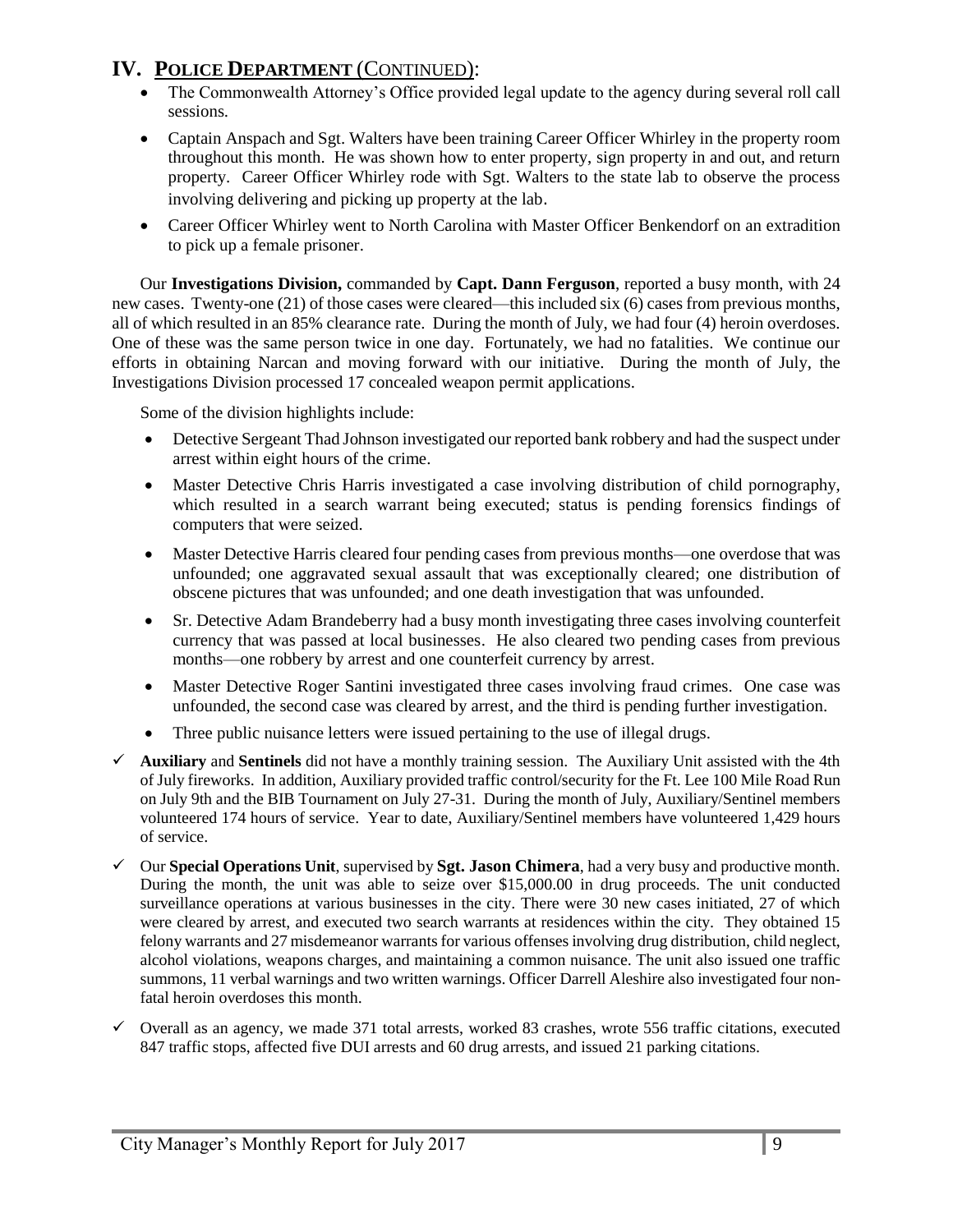## IV. POLICE DEPARTMENT (CONTINUED):

- The Commonwealth Attorney's Office provided legal update to the agency during several roll call sessions.
- Captain Anspach and Sgt. Walters have been training Career Officer Whirley in the property room throughout this month. He was shown how to enter property, sign property in and out, and return property. Career Officer Whirley rode with Sgt. Walters to the state lab to observe the process involving delivering and picking up property at the lab.
- Career Officer Whirley went to North Carolina with Master Officer Benkendorf on an extradition to pick up a female prisoner.

Our **Investigations Division,** commanded by **Capt. Dann Ferguson**, reported a busy month, with 24 new cases. Twenty-one (21) of those cases were cleared—this included six (6) cases from previous months, all of which resulted in an 85% clearance rate. During the month of July, we had four (4) heroin overdoses. One of these was the same person twice in one day. Fortunately, we had no fatalities. We continue our efforts in obtaining Narcan and moving forward with our initiative. During the month of July, the Investigations Division processed 17 concealed weapon permit applications.

Some of the division highlights include:

- Detective Sergeant Thad Johnson investigated our reported bank robbery and had the suspect under arrest within eight hours of the crime.
- Master Detective Chris Harris investigated a case involving distribution of child pornography, which resulted in a search warrant being executed; status is pending forensics findings of computers that were seized.
- Master Detective Harris cleared four pending cases from previous months—one overdose that was unfounded; one aggravated sexual assault that was exceptionally cleared; one distribution of obscene pictures that was unfounded; and one death investigation that was unfounded.
- Sr. Detective Adam Brandeberry had a busy month investigating three cases involving counterfeit currency that was passed at local businesses. He also cleared two pending cases from previous months—one robbery by arrest and one counterfeit currency by arrest.
- Master Detective Roger Santini investigated three cases involving fraud crimes. One case was unfounded, the second case was cleared by arrest, and the third is pending further investigation.
- Three public nuisance letters were issued pertaining to the use of illegal drugs.

- ✓ **Auxiliary** and **Sentinels** did not have a monthly training session. The Auxiliary Unit assisted with the 4th of July fireworks. In addition, Auxiliary provided traffic control/security for the Ft. Lee 100 Mile Road Run on July 9th and the BIB Tournament on July 27-31. During the month of July, Auxiliary/Sentinel members volunteered 174 hours of service. Year to date, Auxiliary/Sentinel members have volunteered 1,429 hours of service.
- ✓ Our **Special Operations Unit**, supervised by **Sgt. Jason Chimera**, had a very busy and productive month. During the month, the unit was able to seize over $15,000.00 in drug proceeds. The unit conducted surveillance operations at various businesses in the city. There were 30 new cases initiated, 27 of which were cleared by arrest, and executed two search warrants at residences within the city. They obtained 15 felony warrants and 27 misdemeanor warrants for various offenses involving drug distribution, child neglect, alcohol violations, weapons charges, and maintaining a common nuisance. The unit also issued one traffic summons, 11 verbal warnings and two written warnings. Officer Darrell Aleshire also investigated four non-fatal heroin overdoses this month.
- ✓ Overall as an agency, we made 371 total arrests, worked 83 crashes, wrote 556 traffic citations, executed 847 traffic stops, affected five DUI arrests and 60 drug arrests, and issued 21 parking citations.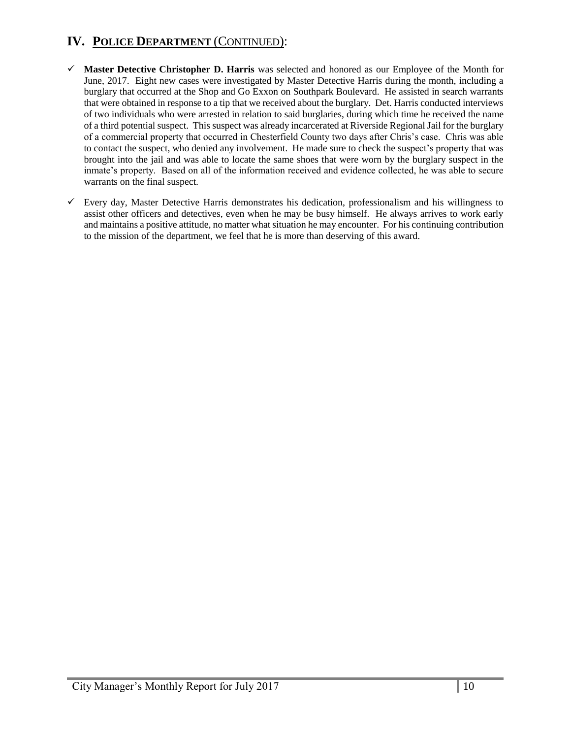## IV. POLICE DEPARTMENT (CONTINUED):

- ✓ **Master Detective Christopher D. Harris** was selected and honored as our Employee of the Month for June, 2017. Eight new cases were investigated by Master Detective Harris during the month, including a burglary that occurred at the Shop and Go Exxon on Southpark Boulevard. He assisted in search warrants that were obtained in response to a tip that we received about the burglary. Det. Harris conducted interviews of two individuals who were arrested in relation to said burglaries, during which time he received the name of a third potential suspect. This suspect was already incarcerated at Riverside Regional Jail for the burglary of a commercial property that occurred in Chesterfield County two days after Chris's case. Chris was able to contact the suspect, who denied any involvement. He made sure to check the suspect's property that was brought into the jail and was able to locate the same shoes that were worn by the burglary suspect in the inmate's property. Based on all of the information received and evidence collected, he was able to secure warrants on the final suspect.

- ✓ Every day, Master Detective Harris demonstrates his dedication, professionalism and his willingness to assist other officers and detectives, even when he may be busy himself. He always arrives to work early and maintains a positive attitude, no matter what situation he may encounter. For his continuing contribution to the mission of the department, we feel that he is more than deserving of this award.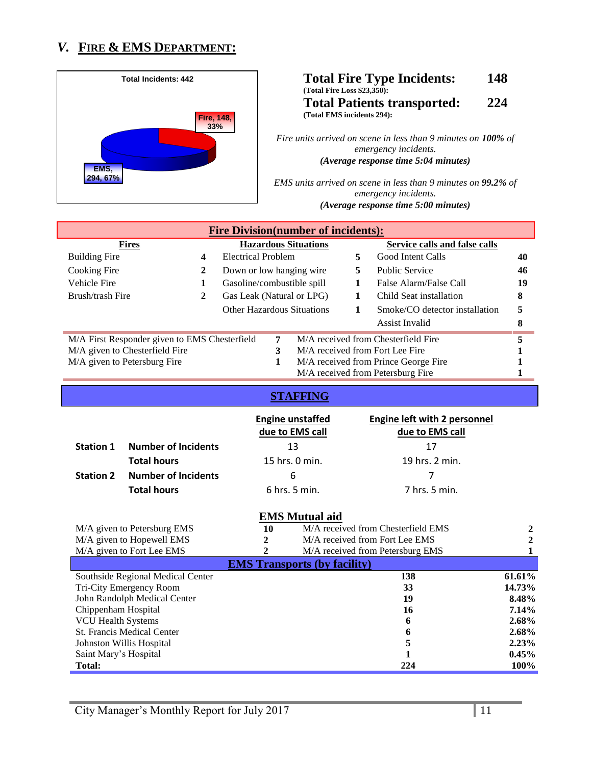## *V.* FIRE & EMS DEPARTMENT:

Total Incidents: 442

Fire, 148, 33%

EMS, 294, 67%

**Total Fire Type Incidents: 148**
**(Total Fire Loss $23,350):**

**Total Patients transported: 224**
**(Total EMS incidents 294):**

*Fire units arrived on scene in less than 9 minutes on **100%** of emergency incidents.*
***(Average response time 5:04 minutes)***

*EMS units arrived on scene in less than 9 minutes on **99.2%** of emergency incidents.*
***(Average response time 5:00 minutes)***

### Fire Division(number of incidents):

| Fires | | Hazardous Situations | | Service calls and false calls | |
|---|---|---|---|---|---|
| Building Fire | 4 | Electrical Problem | 5 | Good Intent Calls | 40 |
| Cooking Fire | 2 | Down or low hanging wire | 5 | Public Service | 46 |
| Vehicle Fire | 1 | Gasoline/combustible spill | 1 | False Alarm/False Call | 19 |
| Brush/trash Fire | 2 | Gas Leak (Natural or LPG) | 1 | Child Seat installation | 8 |
| | | Other Hazardous Situations | 1 | Smoke/CO detector installation | 5 |
| | | | | Assist Invalid | 8 |

| | | | |
|---|---|---|---|
| M/A First Responder given to EMS Chesterfield | 7 | M/A received from Chesterfield Fire | 5 |
| M/A given to Chesterfield Fire | 3 | M/A received from Fort Lee Fire | 1 |
| M/A given to Petersburg Fire | 1 | M/A received from Prince George Fire | 1 |
| | | M/A received from Petersburg Fire | 1 |

### STAFFING

| | | Engine unstaffed due to EMS call | Engine left with 2 personnel due to EMS call |
|---|---|---|---|
| **Station 1** | **Number of Incidents** | 13 | 17 |
| | **Total hours** | 15 hrs. 0 min. | 19 hrs. 2 min. |
| **Station 2** | **Number of Incidents** | 6 | 7 |
| | **Total hours** | 6 hrs. 5 min. | 7 hrs. 5 min. |

### EMS Mutual aid

| | | | |
|---|---|---|---|
| M/A given to Petersburg EMS | 10 | M/A received from Chesterfield EMS | 2 |
| M/A given to Hopewell EMS | 2 | M/A received from Fort Lee EMS | 2 |
| M/A given to Fort Lee EMS | 2 | M/A received from Petersburg EMS | 1 |

### EMS Transports (by facility)

| | | |
|---|---|---|
| Southside Regional Medical Center | 138 | 61.61% |
| Tri-City Emergency Room | 33 | 14.73% |
| John Randolph Medical Center | 19 | 8.48% |
| Chippenham Hospital | 16 | 7.14% |
| VCU Health Systems | 6 | 2.68% |
| St. Francis Medical Center | 6 | 2.68% |
| Johnston Willis Hospital | 5 | 2.23% |
| Saint Mary's Hospital | 1 | 0.45% |
| **Total:** | **224** | **100%** |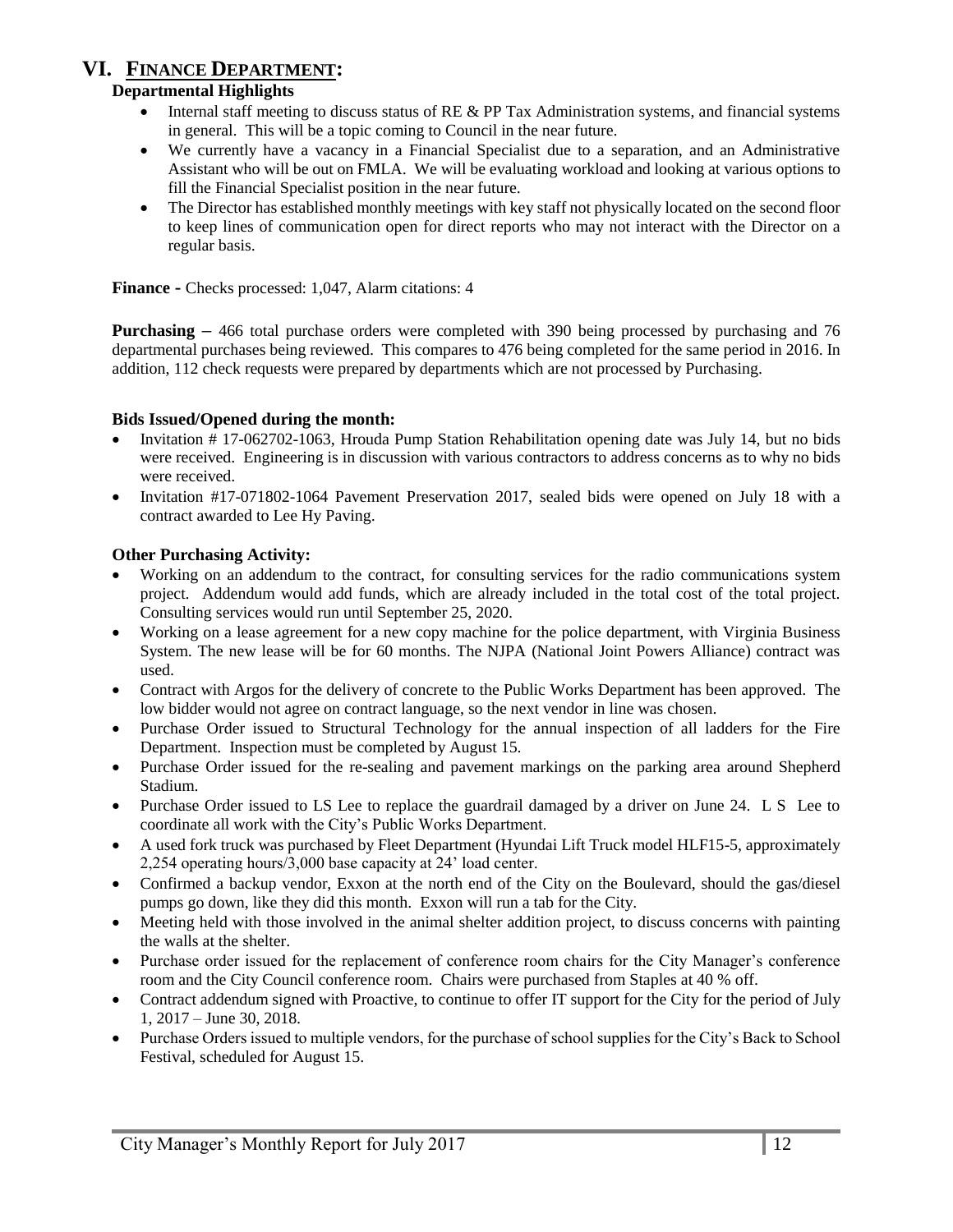# VI. FINANCE DEPARTMENT:

**Departmental Highlights**

- Internal staff meeting to discuss status of RE & PP Tax Administration systems, and financial systems in general. This will be a topic coming to Council in the near future.
- We currently have a vacancy in a Financial Specialist due to a separation, and an Administrative Assistant who will be out on FMLA. We will be evaluating workload and looking at various options to fill the Financial Specialist position in the near future.
- The Director has established monthly meetings with key staff not physically located on the second floor to keep lines of communication open for direct reports who may not interact with the Director on a regular basis.

**Finance -** Checks processed: 1,047, Alarm citations: 4

**Purchasing –** 466 total purchase orders were completed with 390 being processed by purchasing and 76 departmental purchases being reviewed. This compares to 476 being completed for the same period in 2016. In addition, 112 check requests were prepared by departments which are not processed by Purchasing.

**Bids Issued/Opened during the month:**

- Invitation # 17-062702-1063, Hrouda Pump Station Rehabilitation opening date was July 14, but no bids were received. Engineering is in discussion with various contractors to address concerns as to why no bids were received.
- Invitation #17-071802-1064 Pavement Preservation 2017, sealed bids were opened on July 18 with a contract awarded to Lee Hy Paving.

**Other Purchasing Activity:**

- Working on an addendum to the contract, for consulting services for the radio communications system project. Addendum would add funds, which are already included in the total cost of the total project. Consulting services would run until September 25, 2020.
- Working on a lease agreement for a new copy machine for the police department, with Virginia Business System. The new lease will be for 60 months. The NJPA (National Joint Powers Alliance) contract was used.
- Contract with Argos for the delivery of concrete to the Public Works Department has been approved. The low bidder would not agree on contract language, so the next vendor in line was chosen.
- Purchase Order issued to Structural Technology for the annual inspection of all ladders for the Fire Department. Inspection must be completed by August 15.
- Purchase Order issued for the re-sealing and pavement markings on the parking area around Shepherd Stadium.
- Purchase Order issued to LS Lee to replace the guardrail damaged by a driver on June 24. L S Lee to coordinate all work with the City's Public Works Department.
- A used fork truck was purchased by Fleet Department (Hyundai Lift Truck model HLF15-5, approximately 2,254 operating hours/3,000 base capacity at 24' load center.
- Confirmed a backup vendor, Exxon at the north end of the City on the Boulevard, should the gas/diesel pumps go down, like they did this month. Exxon will run a tab for the City.
- Meeting held with those involved in the animal shelter addition project, to discuss concerns with painting the walls at the shelter.
- Purchase order issued for the replacement of conference room chairs for the City Manager's conference room and the City Council conference room. Chairs were purchased from Staples at 40 % off.
- Contract addendum signed with Proactive, to continue to offer IT support for the City for the period of July 1, 2017 – June 30, 2018.
- Purchase Orders issued to multiple vendors, for the purchase of school supplies for the City's Back to School Festival, scheduled for August 15.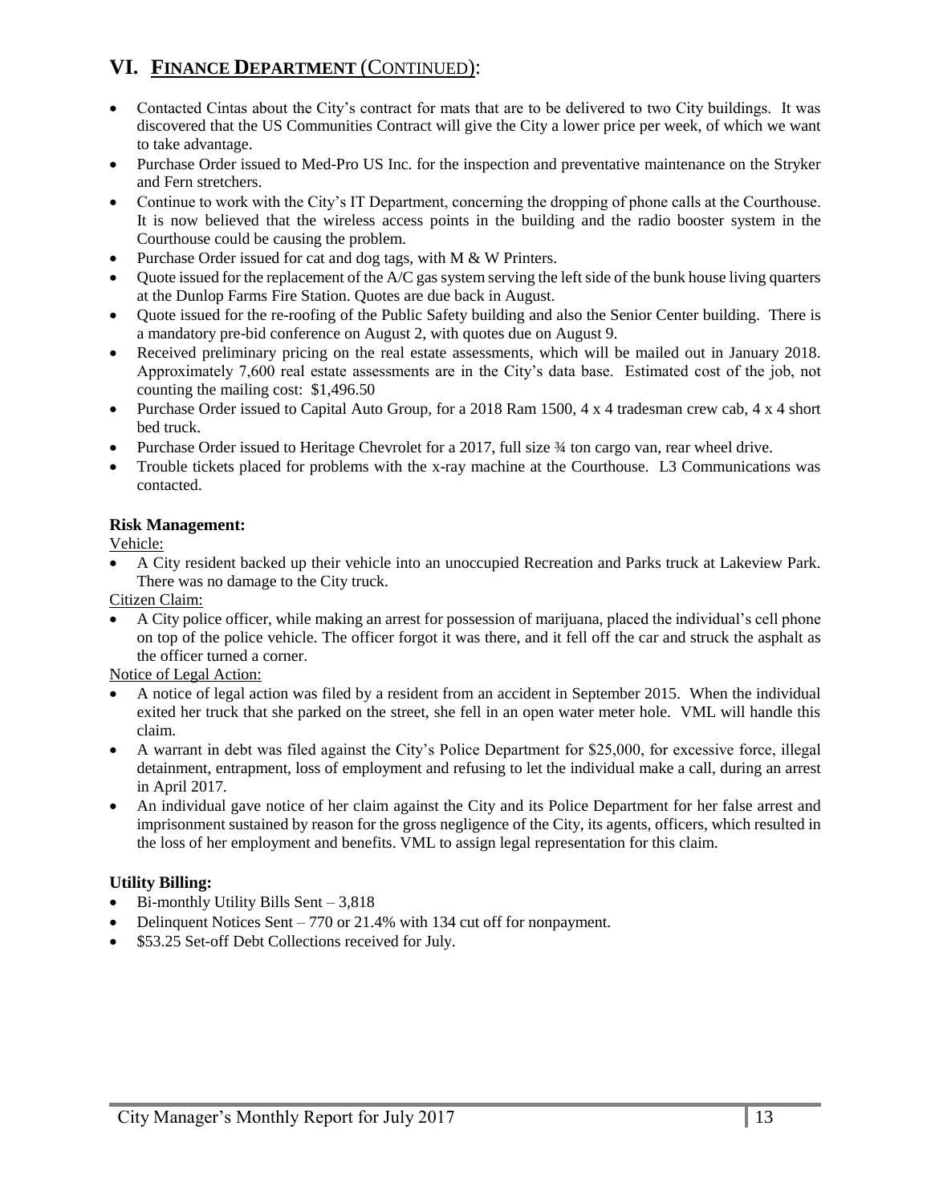## VI. FINANCE DEPARTMENT (CONTINUED):

- Contacted Cintas about the City's contract for mats that are to be delivered to two City buildings. It was discovered that the US Communities Contract will give the City a lower price per week, of which we want to take advantage.
- Purchase Order issued to Med-Pro US Inc. for the inspection and preventative maintenance on the Stryker and Fern stretchers.
- Continue to work with the City's IT Department, concerning the dropping of phone calls at the Courthouse. It is now believed that the wireless access points in the building and the radio booster system in the Courthouse could be causing the problem.
- Purchase Order issued for cat and dog tags, with M & W Printers.
- Quote issued for the replacement of the A/C gas system serving the left side of the bunk house living quarters at the Dunlop Farms Fire Station. Quotes are due back in August.
- Quote issued for the re-roofing of the Public Safety building and also the Senior Center building. There is a mandatory pre-bid conference on August 2, with quotes due on August 9.
- Received preliminary pricing on the real estate assessments, which will be mailed out in January 2018. Approximately 7,600 real estate assessments are in the City's data base. Estimated cost of the job, not counting the mailing cost: $1,496.50
- Purchase Order issued to Capital Auto Group, for a 2018 Ram 1500, 4 x 4 tradesman crew cab, 4 x 4 short bed truck.
- Purchase Order issued to Heritage Chevrolet for a 2017, full size ¾ ton cargo van, rear wheel drive.
- Trouble tickets placed for problems with the x-ray machine at the Courthouse. L3 Communications was contacted.

**Risk Management:**

Vehicle:

- A City resident backed up their vehicle into an unoccupied Recreation and Parks truck at Lakeview Park. There was no damage to the City truck.

Citizen Claim:

- A City police officer, while making an arrest for possession of marijuana, placed the individual's cell phone on top of the police vehicle. The officer forgot it was there, and it fell off the car and struck the asphalt as the officer turned a corner.

Notice of Legal Action:

- A notice of legal action was filed by a resident from an accident in September 2015. When the individual exited her truck that she parked on the street, she fell in an open water meter hole. VML will handle this claim.
- A warrant in debt was filed against the City's Police Department for $25,000, for excessive force, illegal detainment, entrapment, loss of employment and refusing to let the individual make a call, during an arrest in April 2017.
- An individual gave notice of her claim against the City and its Police Department for her false arrest and imprisonment sustained by reason for the gross negligence of the City, its agents, officers, which resulted in the loss of her employment and benefits. VML to assign legal representation for this claim.

**Utility Billing:**

- Bi-monthly Utility Bills Sent – 3,818
- Delinquent Notices Sent – 770 or 21.4% with 134 cut off for nonpayment.
- $53.25 Set-off Debt Collections received for July.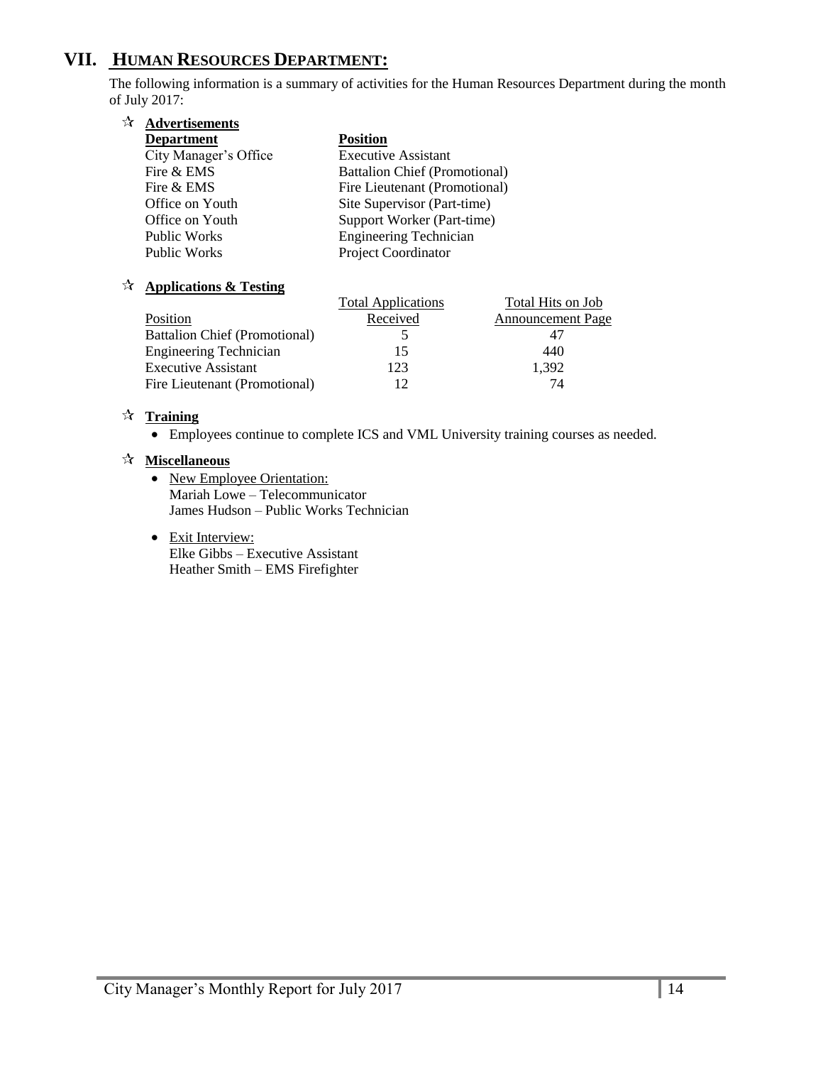## VII. HUMAN RESOURCES DEPARTMENT:

The following information is a summary of activities for the Human Resources Department during the month of July 2017:

### ☆ Advertisements

| Department | Position |
|---|---|
| City Manager's Office | Executive Assistant |
| Fire & EMS | Battalion Chief (Promotional) |
| Fire & EMS | Fire Lieutenant (Promotional) |
| Office on Youth | Site Supervisor (Part-time) |
| Office on Youth | Support Worker (Part-time) |
| Public Works | Engineering Technician |
| Public Works | Project Coordinator |

### ☆ Applications & Testing

| Position | Total Applications Received | Total Hits on Job Announcement Page |
|---|---|---|
| Battalion Chief (Promotional) | 5 | 47 |
| Engineering Technician | 15 | 440 |
| Executive Assistant | 123 | 1,392 |
| Fire Lieutenant (Promotional) | 12 | 74 |

### ☆ Training

- Employees continue to complete ICS and VML University training courses as needed.

### ☆ Miscellaneous

- New Employee Orientation:
  Mariah Lowe – Telecommunicator
  James Hudson – Public Works Technician

- Exit Interview:
  Elke Gibbs – Executive Assistant
  Heather Smith – EMS Firefighter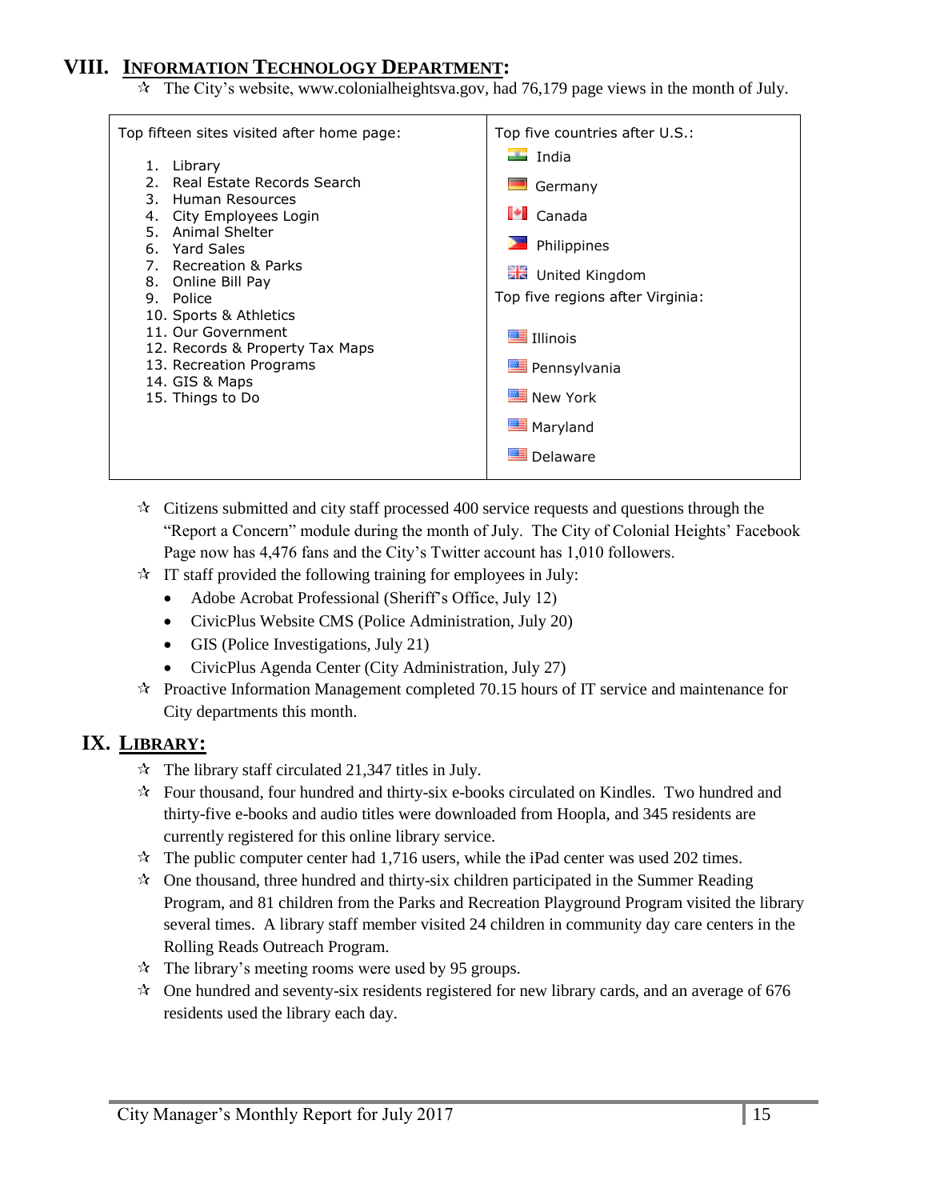## VIII. INFORMATION TECHNOLOGY DEPARTMENT:

- ☆ The City's website, www.colonialheightsva.gov, had 76,179 page views in the month of July.

| Top fifteen sites visited after home page: | Top five countries after U.S.: |
|---|---|
| 1. Library<br>2. Real Estate Records Search<br>3. Human Resources<br>4. City Employees Login<br>5. Animal Shelter<br>6. Yard Sales<br>7. Recreation & Parks<br>8. Online Bill Pay<br>9. Police<br>10. Sports & Athletics<br>11. Our Government<br>12. Records & Property Tax Maps<br>13. Recreation Programs<br>14. GIS & Maps<br>15. Things to Do | India<br>Germany<br>Canada<br>Philippines<br>United Kingdom<br>**Top five regions after Virginia:**<br>Illinois<br>Pennsylvania<br>New York<br>Maryland<br>Delaware |

- ☆ Citizens submitted and city staff processed 400 service requests and questions through the "Report a Concern" module during the month of July. The City of Colonial Heights' Facebook Page now has 4,476 fans and the City's Twitter account has 1,010 followers.
- ☆ IT staff provided the following training for employees in July:
  - Adobe Acrobat Professional (Sheriff's Office, July 12)
  - CivicPlus Website CMS (Police Administration, July 20)
  - GIS (Police Investigations, July 21)
  - CivicPlus Agenda Center (City Administration, July 27)
- ☆ Proactive Information Management completed 70.15 hours of IT service and maintenance for City departments this month.

## IX. LIBRARY:

- ☆ The library staff circulated 21,347 titles in July.
- ☆ Four thousand, four hundred and thirty-six e-books circulated on Kindles. Two hundred and thirty-five e-books and audio titles were downloaded from Hoopla, and 345 residents are currently registered for this online library service.
- ☆ The public computer center had 1,716 users, while the iPad center was used 202 times.
- ☆ One thousand, three hundred and thirty-six children participated in the Summer Reading Program, and 81 children from the Parks and Recreation Playground Program visited the library several times. A library staff member visited 24 children in community day care centers in the Rolling Reads Outreach Program.
- ☆ The library's meeting rooms were used by 95 groups.
- ☆ One hundred and seventy-six residents registered for new library cards, and an average of 676 residents used the library each day.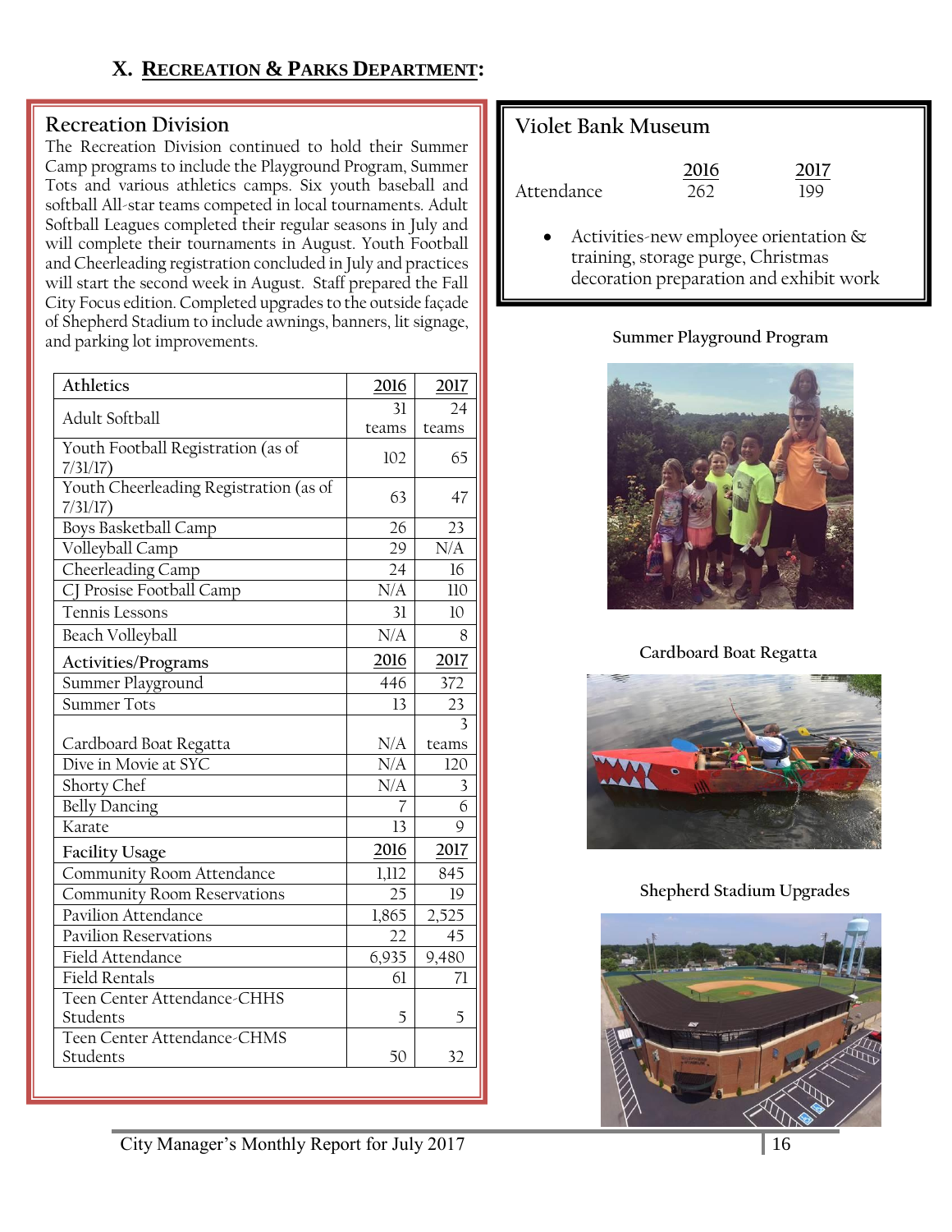# X. RECREATION & PARKS DEPARTMENT:

## Recreation Division

The Recreation Division continued to hold their Summer Camp programs to include the Playground Program, Summer Tots and various athletics camps. Six youth baseball and softball All-star teams competed in local tournaments. Adult Softball Leagues completed their regular seasons in July and will complete their tournaments in August. Youth Football and Cheerleading registration concluded in July and practices will start the second week in August. Staff prepared the Fall City Focus edition. Completed upgrades to the outside façade of Shepherd Stadium to include awnings, banners, lit signage, and parking lot improvements.

| Athletics | 2016 | 2017 |
|---|---|---|
| Adult Softball | 31 teams | 24 teams |
| Youth Football Registration (as of 7/31/17) | 102 | 65 |
| Youth Cheerleading Registration (as of 7/31/17) | 63 | 47 |
| Boys Basketball Camp | 26 | 23 |
| Volleyball Camp | 29 | N/A |
| Cheerleading Camp | 24 | 16 |
| CJ Prosise Football Camp | N/A | 110 |
| Tennis Lessons | 31 | 10 |
| Beach Volleyball | N/A | 8 |
| **Activities/Programs** | **2016** | **2017** |
| Summer Playground | 446 | 372 |
| Summer Tots | 13 | 23 |
| Cardboard Boat Regatta | N/A | 3 teams |
| Dive in Movie at SYC | N/A | 120 |
| Shorty Chef | N/A | 3 |
| Belly Dancing | 7 | 6 |
| Karate | 13 | 9 |
| **Facility Usage** | **2016** | **2017** |
| Community Room Attendance | 1,112 | 845 |
| Community Room Reservations | 25 | 19 |
| Pavilion Attendance | 1,865 | 2,525 |
| Pavilion Reservations | 22 | 45 |
| Field Attendance | 6,935 | 9,480 |
| Field Rentals | 61 | 71 |
| Teen Center Attendance-CHHS Students | 5 | 5 |
| Teen Center Attendance-CHMS Students | 50 | 32 |

## Violet Bank Museum

| | 2016 | 2017 |
|---|---|---|
| Attendance | 262 | 199 |

- Activities-new employee orientation & training, storage purge, Christmas decoration preparation and exhibit work

Summer Playground Program

Cardboard Boat Regatta

Shepherd Stadium Upgrades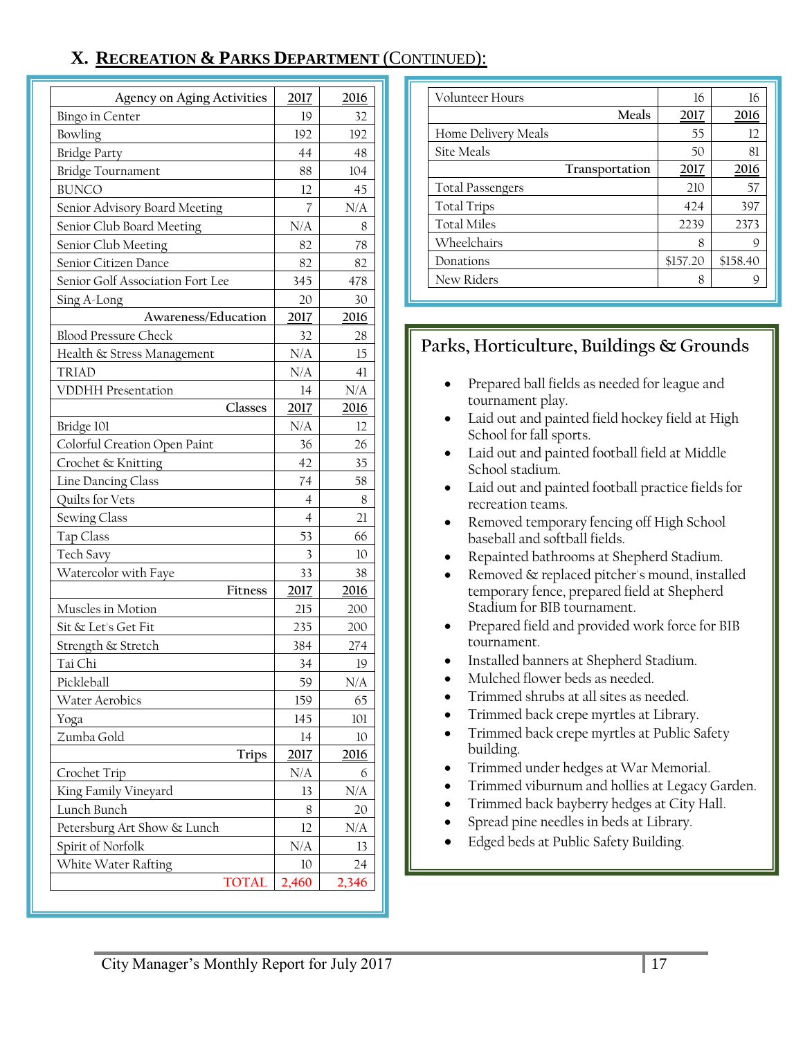## X. Recreation & Parks Department (Continued):

| Agency on Aging Activities | 2017 | 2016 |
|---|---|---|
| Bingo in Center | 19 | 32 |
| Bowling | 192 | 192 |
| Bridge Party | 44 | 48 |
| Bridge Tournament | 88 | 104 |
| BUNCO | 12 | 45 |
| Senior Advisory Board Meeting | 7 | N/A |
| Senior Club Board Meeting | N/A | 8 |
| Senior Club Meeting | 82 | 78 |
| Senior Citizen Dance | 82 | 82 |
| Senior Golf Association Fort Lee | 345 | 478 |
| Sing A-Long | 20 | 30 |
| **Awareness/Education** | **2017** | **2016** |
| Blood Pressure Check | 32 | 28 |
| Health & Stress Management | N/A | 15 |
| TRIAD | N/A | 41 |
| VDDHH Presentation | 14 | N/A |
| **Classes** | **2017** | **2016** |
| Bridge 101 | N/A | 12 |
| Colorful Creation Open Paint | 36 | 26 |
| Crochet & Knitting | 42 | 35 |
| Line Dancing Class | 74 | 58 |
| Quilts for Vets | 4 | 8 |
| Sewing Class | 4 | 21 |
| Tap Class | 53 | 66 |
| Tech Savy | 3 | 10 |
| Watercolor with Faye | 33 | 38 |
| **Fitness** | **2017** | **2016** |
| Muscles in Motion | 215 | 200 |
| Sit & Let's Get Fit | 235 | 200 |
| Strength & Stretch | 384 | 274 |
| Tai Chi | 34 | 19 |
| Pickleball | 59 | N/A |
| Water Aerobics | 159 | 65 |
| Yoga | 145 | 101 |
| Zumba Gold | 14 | 10 |
| **Trips** | **2017** | **2016** |
| Crochet Trip | N/A | 6 |
| King Family Vineyard | 13 | N/A |
| Lunch Bunch | 8 | 20 |
| Petersburg Art Show & Lunch | 12 | N/A |
| Spirit of Norfolk | N/A | 13 |
| White Water Rafting | 10 | 24 |
| **TOTAL** | **2,460** | **2,346** |

| Volunteer Hours | 16 | 16 |
|---|---|---|
| **Meals** | **2017** | **2016** |
| Home Delivery Meals | 55 | 12 |
| Site Meals | 50 | 81 |
| **Transportation** | **2017** | **2016** |
| Total Passengers | 210 | 57 |
| Total Trips | 424 | 397 |
| Total Miles | 2239 | 2373 |
| Wheelchairs | 8 | 9 |
| Donations | $157.20 | $158.40 |
| New Riders | 8 | 9 |

### Parks, Horticulture, Buildings & Grounds

- Prepared ball fields as needed for league and tournament play.
- Laid out and painted field hockey field at High School for fall sports.
- Laid out and painted football field at Middle School stadium.
- Laid out and painted football practice fields for recreation teams.
- Removed temporary fencing off High School baseball and softball fields.
- Repainted bathrooms at Shepherd Stadium.
- Removed & replaced pitcher's mound, installed temporary fence, prepared field at Shepherd Stadium for BIB tournament.
- Prepared field and provided work force for BIB tournament.
- Installed banners at Shepherd Stadium.
- Mulched flower beds as needed.
- Trimmed shrubs at all sites as needed.
- Trimmed back crepe myrtles at Library.
- Trimmed back crepe myrtles at Public Safety building.
- Trimmed under hedges at War Memorial.
- Trimmed viburnum and hollies at Legacy Garden.
- Trimmed back bayberry hedges at City Hall.
- Spread pine needles in beds at Library.
- Edged beds at Public Safety Building.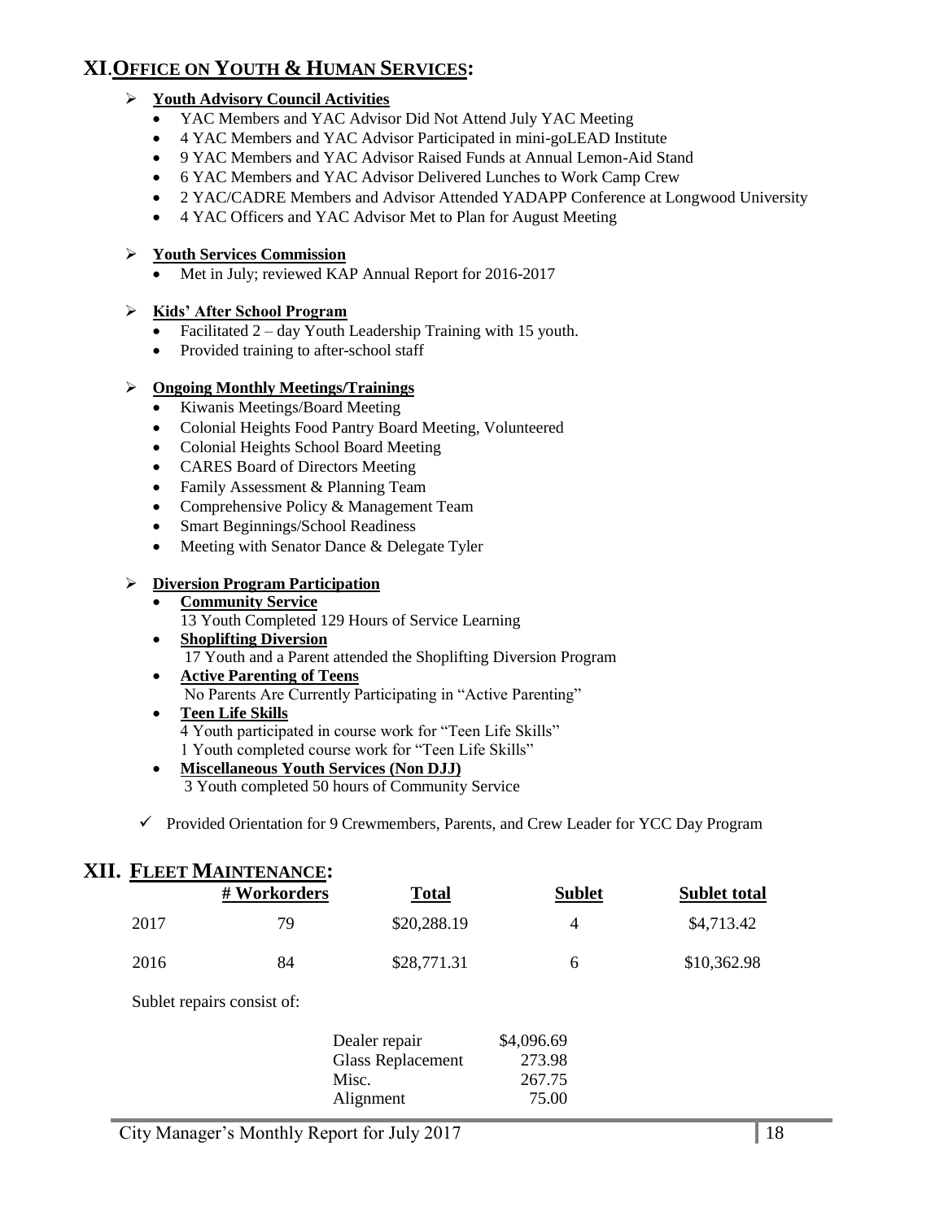## XI. OFFICE ON YOUTH & HUMAN SERVICES:

- **Youth Advisory Council Activities**
  - YAC Members and YAC Advisor Did Not Attend July YAC Meeting
  - 4 YAC Members and YAC Advisor Participated in mini-goLEAD Institute
  - 9 YAC Members and YAC Advisor Raised Funds at Annual Lemon-Aid Stand
  - 6 YAC Members and YAC Advisor Delivered Lunches to Work Camp Crew
  - 2 YAC/CADRE Members and Advisor Attended YADAPP Conference at Longwood University
  - 4 YAC Officers and YAC Advisor Met to Plan for August Meeting

- **Youth Services Commission**
  - Met in July; reviewed KAP Annual Report for 2016-2017

- **Kids' After School Program**
  - Facilitated 2 – day Youth Leadership Training with 15 youth.
  - Provided training to after-school staff

- **Ongoing Monthly Meetings/Trainings**
  - Kiwanis Meetings/Board Meeting
  - Colonial Heights Food Pantry Board Meeting, Volunteered
  - Colonial Heights School Board Meeting
  - CARES Board of Directors Meeting
  - Family Assessment & Planning Team
  - Comprehensive Policy & Management Team
  - Smart Beginnings/School Readiness
  - Meeting with Senator Dance & Delegate Tyler

- **Diversion Program Participation**
  - **Community Service**
    13 Youth Completed 129 Hours of Service Learning
  - **Shoplifting Diversion**
    17 Youth and a Parent attended the Shoplifting Diversion Program
  - **Active Parenting of Teens**
    No Parents Are Currently Participating in "Active Parenting"
  - **Teen Life Skills**
    4 Youth participated in course work for "Teen Life Skills"
    1 Youth completed course work for "Teen Life Skills"
  - **Miscellaneous Youth Services (Non DJJ)**
    3 Youth completed 50 hours of Community Service

- ✓ Provided Orientation for 9 Crewmembers, Parents, and Crew Leader for YCC Day Program

## XII. FLEET MAINTENANCE:

| | # Workorders | Total | Sublet | Sublet total |
|---|---|---|---|---|
| 2017 | 79 | \$20,288.19 | 4 | \$4,713.42 |
| 2016 | 84 | \$28,771.31 | 6 | \$10,362.98 |

Sublet repairs consist of:

| | |
|---|---|
| Dealer repair | \$4,096.69 |
| Glass Replacement | 273.98 |
| Misc. | 267.75 |
| Alignment | 75.00 |